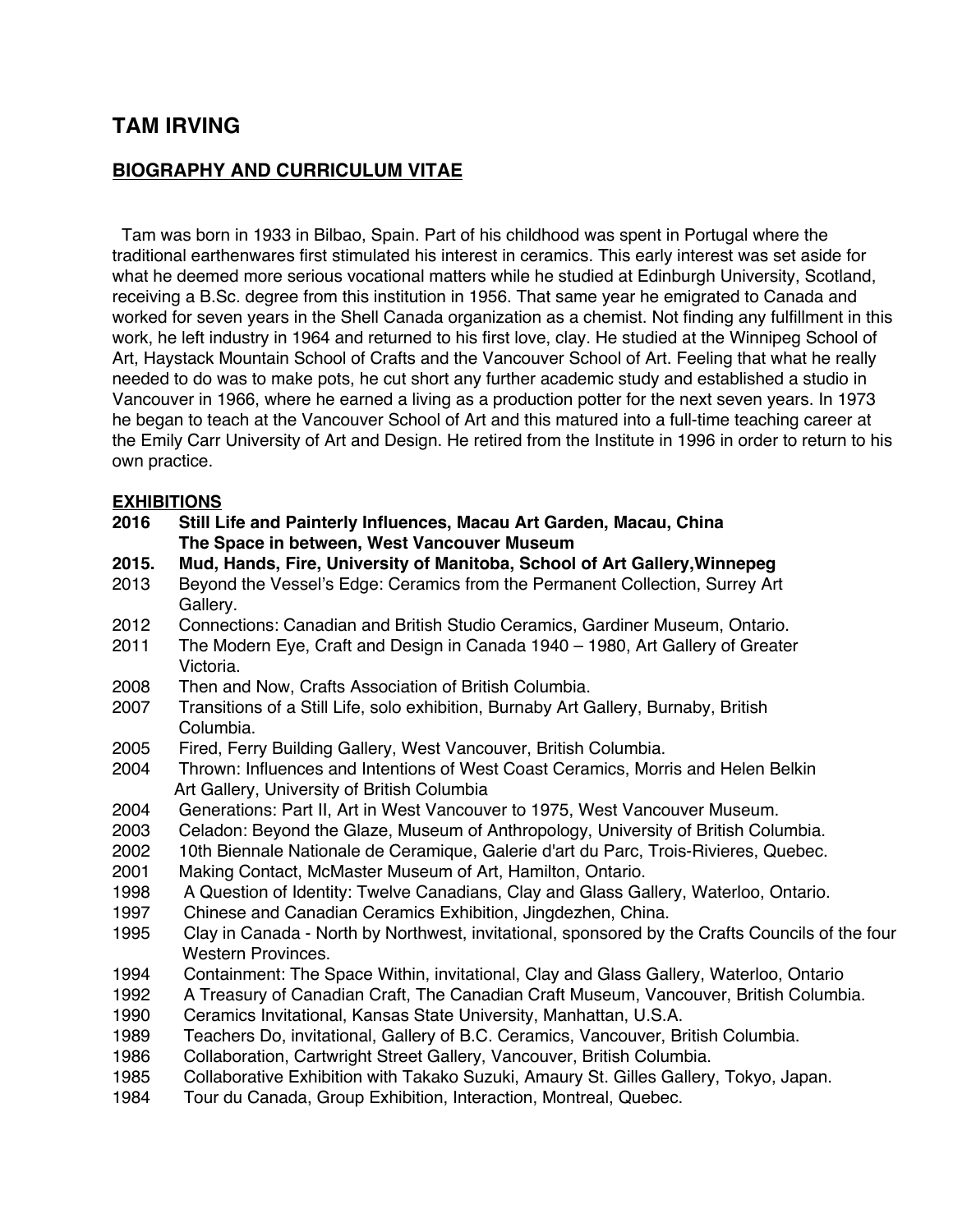# TAM IRVING

## BIOGRAPHY AND CURRICULUM VITAE

Tam was born in 1933 in Bilbao, Spain. Part of his childhood was spent in Portugal where the traditional earthenwares first stimulated his interest in ceramics. This early interest was set aside for what he deemed more serious vocational matters while he studied at Edinburgh University, Scotland, receiving a B.Sc. degree from this institution in 1956. That same year he emigrated to Canada and worked for seven years in the Shell Canada organization as a chemist. Not finding any fulfillment in this work, he left industry in 1964 and returned to his first love, clay. He studied at the Winnipeg School of Art, Haystack Mountain School of Crafts and the Vancouver School of Art. Feeling that what he really needed to do was to make pots, he cut short any further academic study and established a studio in Vancouver in 1966, where he earned a living as a production potter for the next seven years. In 1973 he began to teach at the Vancouver School of Art and this matured into a full-time teaching career at the Emily Carr University of Art and Design. He retired from the Institute in 1996 in order to return to his own practice.

## EXHIBITIONS

**2016** **Still Life and Painterly Influences, Macau Art Garden, Macau, China**
**The Space in between, West Vancouver Museum**

**2015.** **Mud, Hands, Fire, University of Manitoba, School of Art Gallery,Winnepeg**

2013 Beyond the Vessel's Edge: Ceramics from the Permanent Collection, Surrey Art Gallery.

2012 Connections: Canadian and British Studio Ceramics, Gardiner Museum, Ontario.

2011 The Modern Eye, Craft and Design in Canada 1940 – 1980, Art Gallery of Greater Victoria.

2008 Then and Now, Crafts Association of British Columbia.

2007 Transitions of a Still Life, solo exhibition, Burnaby Art Gallery, Burnaby, British Columbia.

2005 Fired, Ferry Building Gallery, West Vancouver, British Columbia.

2004 Thrown: Influences and Intentions of West Coast Ceramics, Morris and Helen Belkin Art Gallery, University of British Columbia

2004 Generations: Part II, Art in West Vancouver to 1975, West Vancouver Museum.

2003 Celadon: Beyond the Glaze, Museum of Anthropology, University of British Columbia.

2002 10th Biennale Nationale de Ceramique, Galerie d'art du Parc, Trois-Rivieres, Quebec.

2001 Making Contact, McMaster Museum of Art, Hamilton, Ontario.

1998 A Question of Identity: Twelve Canadians, Clay and Glass Gallery, Waterloo, Ontario.

1997 Chinese and Canadian Ceramics Exhibition, Jingdezhen, China.

1995 Clay in Canada - North by Northwest, invitational, sponsored by the Crafts Councils of the four Western Provinces.

1994 Containment: The Space Within, invitational, Clay and Glass Gallery, Waterloo, Ontario

1992 A Treasury of Canadian Craft, The Canadian Craft Museum, Vancouver, British Columbia.

1990 Ceramics Invitational, Kansas State University, Manhattan, U.S.A.

1989 Teachers Do, invitational, Gallery of B.C. Ceramics, Vancouver, British Columbia.

1986 Collaboration, Cartwright Street Gallery, Vancouver, British Columbia.

1985 Collaborative Exhibition with Takako Suzuki, Amaury St. Gilles Gallery, Tokyo, Japan.

1984 Tour du Canada, Group Exhibition, Interaction, Montreal, Quebec.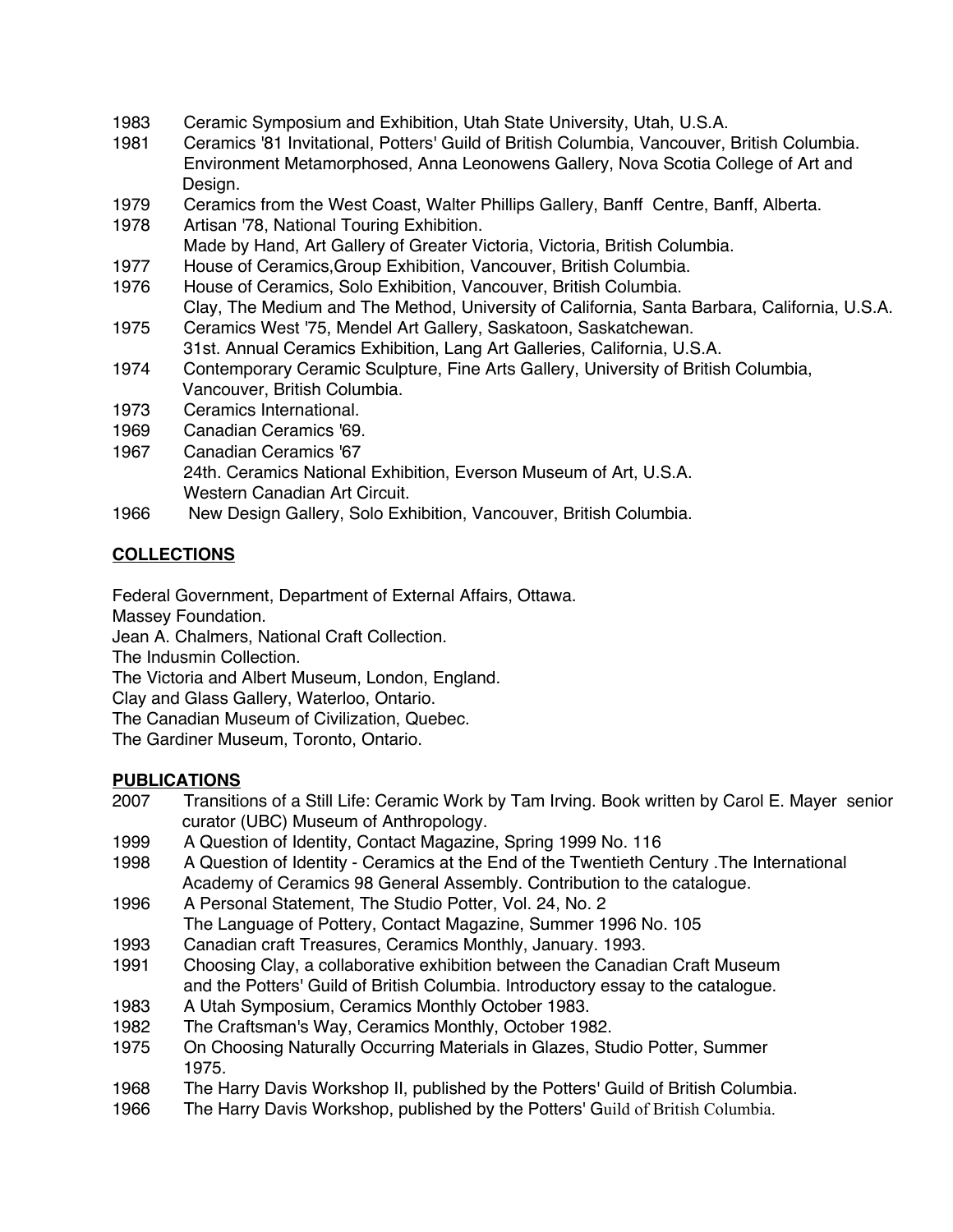1983 Ceramic Symposium and Exhibition, Utah State University, Utah, U.S.A.
1981 Ceramics '81 Invitational, Potters' Guild of British Columbia, Vancouver, British Columbia.
Environment Metamorphosed, Anna Leonowens Gallery, Nova Scotia College of Art and Design.
1979 Ceramics from the West Coast, Walter Phillips Gallery, Banff Centre, Banff, Alberta.
1978 Artisan '78, National Touring Exhibition.
Made by Hand, Art Gallery of Greater Victoria, Victoria, British Columbia.
1977 House of Ceramics,Group Exhibition, Vancouver, British Columbia.
1976 House of Ceramics, Solo Exhibition, Vancouver, British Columbia.
Clay, The Medium and The Method, University of California, Santa Barbara, California, U.S.A.
1975 Ceramics West '75, Mendel Art Gallery, Saskatoon, Saskatchewan.
31st. Annual Ceramics Exhibition, Lang Art Galleries, California, U.S.A.
1974 Contemporary Ceramic Sculpture, Fine Arts Gallery, University of British Columbia, Vancouver, British Columbia.
1973 Ceramics International.
1969 Canadian Ceramics '69.
1967 Canadian Ceramics '67
24th. Ceramics National Exhibition, Everson Museum of Art, U.S.A.
Western Canadian Art Circuit.
1966 New Design Gallery, Solo Exhibition, Vancouver, British Columbia.

## COLLECTIONS

Federal Government, Department of External Affairs, Ottawa.
Massey Foundation.
Jean A. Chalmers, National Craft Collection.
The Indusmin Collection.
The Victoria and Albert Museum, London, England.
Clay and Glass Gallery, Waterloo, Ontario.
The Canadian Museum of Civilization, Quebec.
The Gardiner Museum, Toronto, Ontario.

## PUBLICATIONS

2007 Transitions of a Still Life: Ceramic Work by Tam Irving. Book written by Carol E. Mayer senior curator (UBC) Museum of Anthropology.
1999 A Question of Identity, Contact Magazine, Spring 1999 No. 116
1998 A Question of Identity - Ceramics at the End of the Twentieth Century .The International Academy of Ceramics 98 General Assembly. Contribution to the catalogue.
1996 A Personal Statement, The Studio Potter, Vol. 24, No. 2
The Language of Pottery, Contact Magazine, Summer 1996 No. 105
1993 Canadian craft Treasures, Ceramics Monthly, January. 1993.
1991 Choosing Clay, a collaborative exhibition between the Canadian Craft Museum and the Potters' Guild of British Columbia. Introductory essay to the catalogue.
1983 A Utah Symposium, Ceramics Monthly October 1983.
1982 The Craftsman's Way, Ceramics Monthly, October 1982.
1975 On Choosing Naturally Occurring Materials in Glazes, Studio Potter, Summer 1975.
1968 The Harry Davis Workshop II, published by the Potters' Guild of British Columbia.
1966 The Harry Davis Workshop, published by the Potters' Guild of British Columbia.